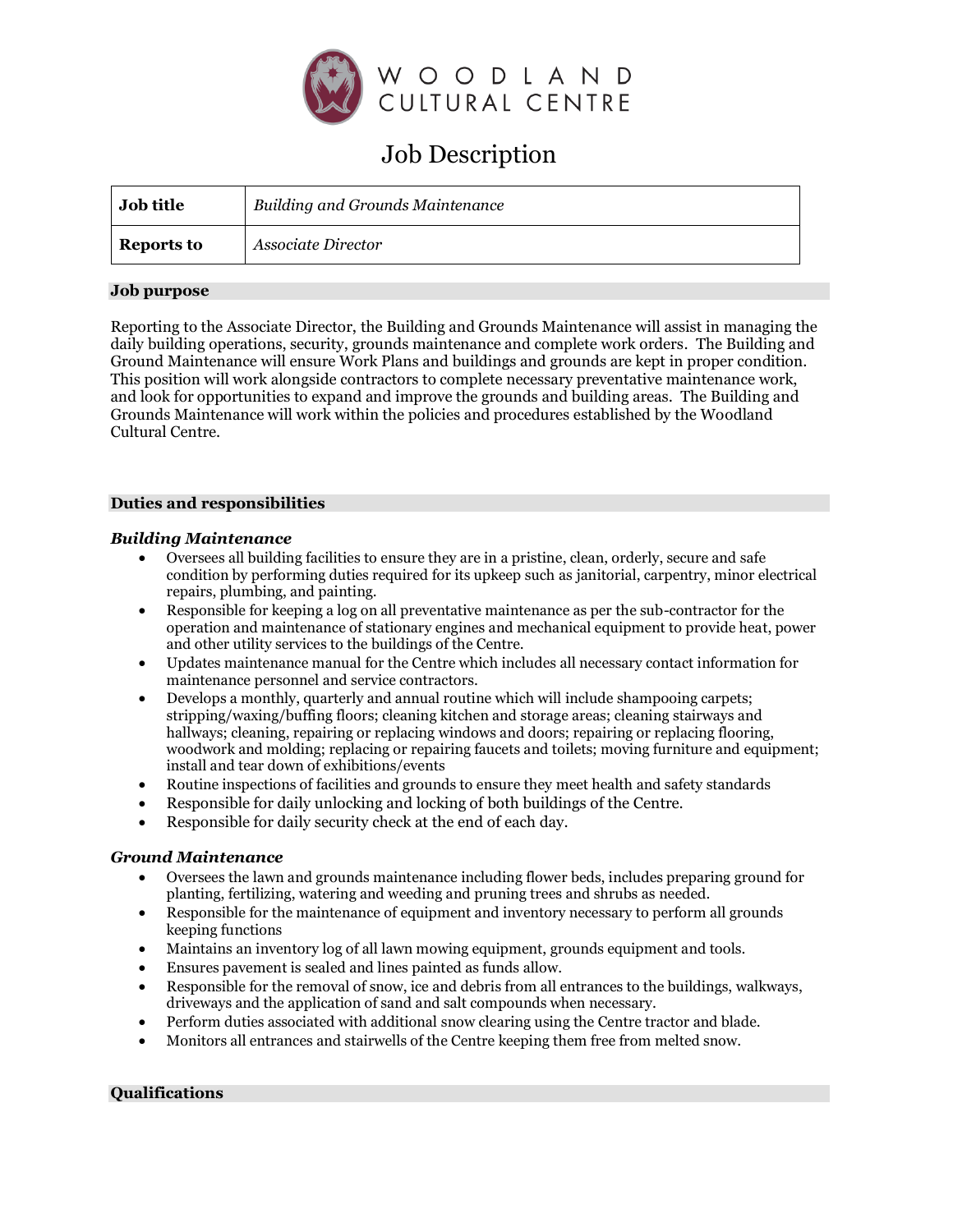WOODLAND CULTURAL CENTRE

# Job Description

| **Job title** | *Building and Grounds Maintenance* |
|---|---|
| **Reports to** | *Associate Director* |

## Job purpose

Reporting to the Associate Director, the Building and Grounds Maintenance will assist in managing the daily building operations, security, grounds maintenance and complete work orders. The Building and Ground Maintenance will ensure Work Plans and buildings and grounds are kept in proper condition. This position will work alongside contractors to complete necessary preventative maintenance work, and look for opportunities to expand and improve the grounds and building areas. The Building and Grounds Maintenance will work within the policies and procedures established by the Woodland Cultural Centre.

## Duties and responsibilities

### *Building Maintenance*

- Oversees all building facilities to ensure they are in a pristine, clean, orderly, secure and safe condition by performing duties required for its upkeep such as janitorial, carpentry, minor electrical repairs, plumbing, and painting.
- Responsible for keeping a log on all preventative maintenance as per the sub-contractor for the operation and maintenance of stationary engines and mechanical equipment to provide heat, power and other utility services to the buildings of the Centre.
- Updates maintenance manual for the Centre which includes all necessary contact information for maintenance personnel and service contractors.
- Develops a monthly, quarterly and annual routine which will include shampooing carpets; stripping/waxing/buffing floors; cleaning kitchen and storage areas; cleaning stairways and hallways; cleaning, repairing or replacing windows and doors; repairing or replacing flooring, woodwork and molding; replacing or repairing faucets and toilets; moving furniture and equipment; install and tear down of exhibitions/events
- Routine inspections of facilities and grounds to ensure they meet health and safety standards
- Responsible for daily unlocking and locking of both buildings of the Centre.
- Responsible for daily security check at the end of each day.

### *Ground Maintenance*

- Oversees the lawn and grounds maintenance including flower beds, includes preparing ground for planting, fertilizing, watering and weeding and pruning trees and shrubs as needed.
- Responsible for the maintenance of equipment and inventory necessary to perform all grounds keeping functions
- Maintains an inventory log of all lawn mowing equipment, grounds equipment and tools.
- Ensures pavement is sealed and lines painted as funds allow.
- Responsible for the removal of snow, ice and debris from all entrances to the buildings, walkways, driveways and the application of sand and salt compounds when necessary.
- Perform duties associated with additional snow clearing using the Centre tractor and blade.
- Monitors all entrances and stairwells of the Centre keeping them free from melted snow.

## Qualifications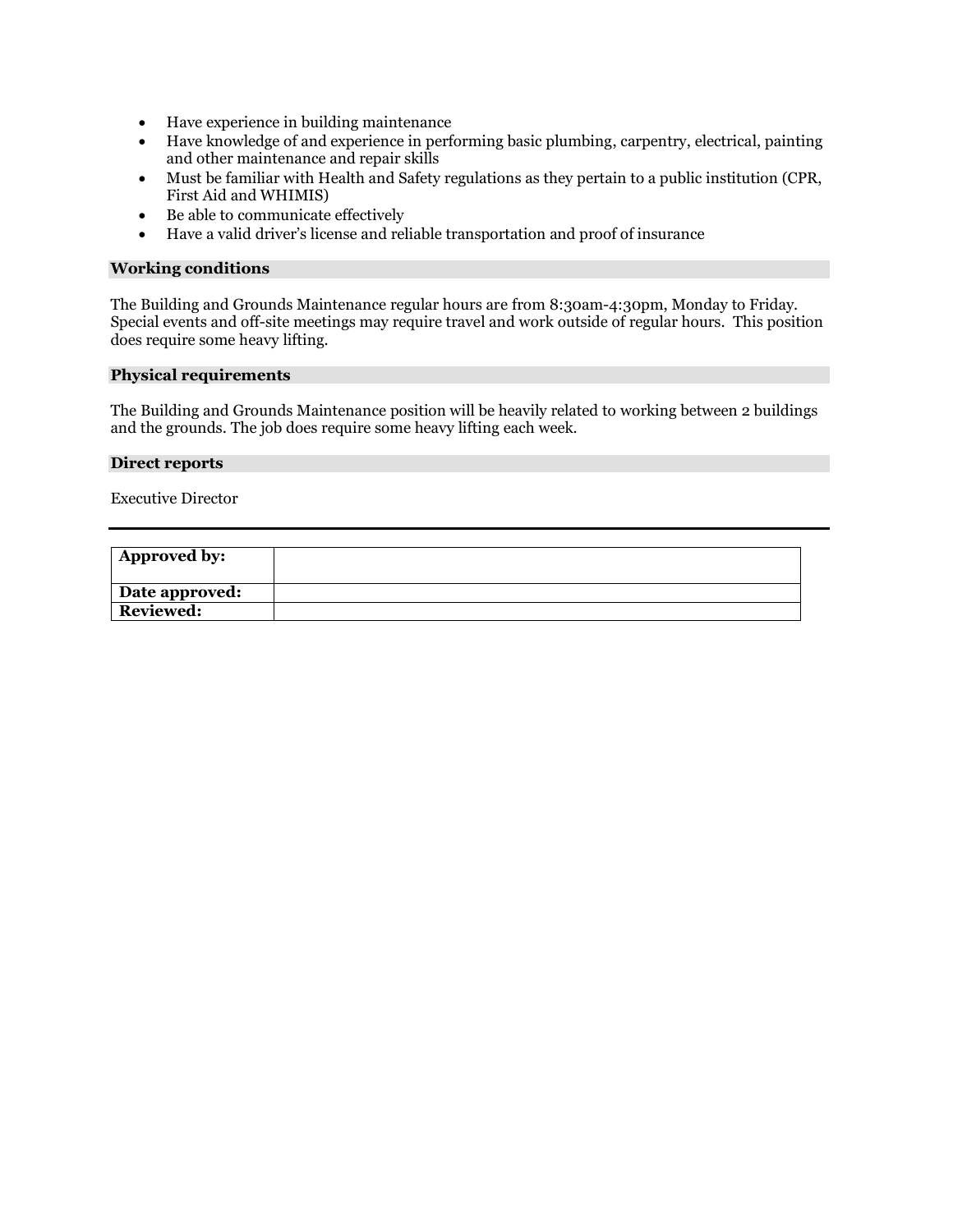- Have experience in building maintenance
- Have knowledge of and experience in performing basic plumbing, carpentry, electrical, painting and other maintenance and repair skills
- Must be familiar with Health and Safety regulations as they pertain to a public institution (CPR, First Aid and WHIMIS)
- Be able to communicate effectively
- Have a valid driver's license and reliable transportation and proof of insurance

### Working conditions

The Building and Grounds Maintenance regular hours are from 8:30am-4:30pm, Monday to Friday. Special events and off-site meetings may require travel and work outside of regular hours. This position does require some heavy lifting.

### Physical requirements

The Building and Grounds Maintenance position will be heavily related to working between 2 buildings and the grounds. The job does require some heavy lifting each week.

### Direct reports

Executive Director

---

| | |
|---|---|
| **Approved by:** | |
| **Date approved:** | |
| **Reviewed:** | |